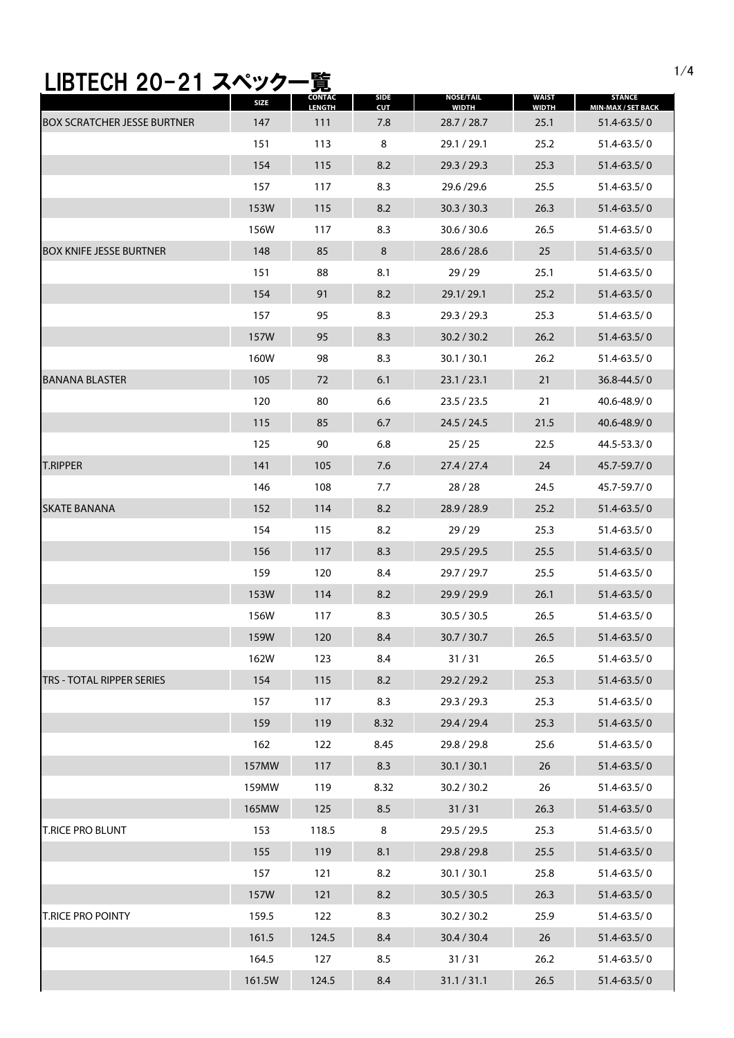# LIBTECH 20-21 スペック一覧

| | SIZE | CONTAC LENGTH | SIDE CUT | NOSE/TAIL WIDTH | WAIST WIDTH | STANCE MIN-MAX / SET BACK |
|---|---|---|---|---|---|---|
| BOX SCRATCHER JESSE BURTNER | 147 | 111 | 7.8 | 28.7 / 28.7 | 25.1 | 51.4-63.5/ 0 |
| | 151 | 113 | 8 | 29.1 / 29.1 | 25.2 | 51.4-63.5/ 0 |
| | 154 | 115 | 8.2 | 29.3 / 29.3 | 25.3 | 51.4-63.5/ 0 |
| | 157 | 117 | 8.3 | 29.6 /29.6 | 25.5 | 51.4-63.5/ 0 |
| | 153W | 115 | 8.2 | 30.3 / 30.3 | 26.3 | 51.4-63.5/ 0 |
| | 156W | 117 | 8.3 | 30.6 / 30.6 | 26.5 | 51.4-63.5/ 0 |
| BOX KNIFE JESSE BURTNER | 148 | 85 | 8 | 28.6 / 28.6 | 25 | 51.4-63.5/ 0 |
| | 151 | 88 | 8.1 | 29 / 29 | 25.1 | 51.4-63.5/ 0 |
| | 154 | 91 | 8.2 | 29.1/ 29.1 | 25.2 | 51.4-63.5/ 0 |
| | 157 | 95 | 8.3 | 29.3 / 29.3 | 25.3 | 51.4-63.5/ 0 |
| | 157W | 95 | 8.3 | 30.2 / 30.2 | 26.2 | 51.4-63.5/ 0 |
| | 160W | 98 | 8.3 | 30.1 / 30.1 | 26.2 | 51.4-63.5/ 0 |
| BANANA BLASTER | 105 | 72 | 6.1 | 23.1 / 23.1 | 21 | 36.8-44.5/ 0 |
| | 120 | 80 | 6.6 | 23.5 / 23.5 | 21 | 40.6-48.9/ 0 |
| | 115 | 85 | 6.7 | 24.5 / 24.5 | 21.5 | 40.6-48.9/ 0 |
| | 125 | 90 | 6.8 | 25 / 25 | 22.5 | 44.5-53.3/ 0 |
| T.RIPPER | 141 | 105 | 7.6 | 27.4 / 27.4 | 24 | 45.7-59.7/ 0 |
| | 146 | 108 | 7.7 | 28 / 28 | 24.5 | 45.7-59.7/ 0 |
| SKATE BANANA | 152 | 114 | 8.2 | 28.9 / 28.9 | 25.2 | 51.4-63.5/ 0 |
| | 154 | 115 | 8.2 | 29 / 29 | 25.3 | 51.4-63.5/ 0 |
| | 156 | 117 | 8.3 | 29.5 / 29.5 | 25.5 | 51.4-63.5/ 0 |
| | 159 | 120 | 8.4 | 29.7 / 29.7 | 25.5 | 51.4-63.5/ 0 |
| | 153W | 114 | 8.2 | 29.9 / 29.9 | 26.1 | 51.4-63.5/ 0 |
| | 156W | 117 | 8.3 | 30.5 / 30.5 | 26.5 | 51.4-63.5/ 0 |
| | 159W | 120 | 8.4 | 30.7 / 30.7 | 26.5 | 51.4-63.5/ 0 |
| | 162W | 123 | 8.4 | 31 / 31 | 26.5 | 51.4-63.5/ 0 |
| TRS - TOTAL RIPPER SERIES | 154 | 115 | 8.2 | 29.2 / 29.2 | 25.3 | 51.4-63.5/ 0 |
| | 157 | 117 | 8.3 | 29.3 / 29.3 | 25.3 | 51.4-63.5/ 0 |
| | 159 | 119 | 8.32 | 29.4 / 29.4 | 25.3 | 51.4-63.5/ 0 |
| | 162 | 122 | 8.45 | 29.8 / 29.8 | 25.6 | 51.4-63.5/ 0 |
| | 157MW | 117 | 8.3 | 30.1 / 30.1 | 26 | 51.4-63.5/ 0 |
| | 159MW | 119 | 8.32 | 30.2 / 30.2 | 26 | 51.4-63.5/ 0 |
| | 165MW | 125 | 8.5 | 31 / 31 | 26.3 | 51.4-63.5/ 0 |
| T.RICE PRO BLUNT | 153 | 118.5 | 8 | 29.5 / 29.5 | 25.3 | 51.4-63.5/ 0 |
| | 155 | 119 | 8.1 | 29.8 / 29.8 | 25.5 | 51.4-63.5/ 0 |
| | 157 | 121 | 8.2 | 30.1 / 30.1 | 25.8 | 51.4-63.5/ 0 |
| | 157W | 121 | 8.2 | 30.5 / 30.5 | 26.3 | 51.4-63.5/ 0 |
| T.RICE PRO POINTY | 159.5 | 122 | 8.3 | 30.2 / 30.2 | 25.9 | 51.4-63.5/ 0 |
| | 161.5 | 124.5 | 8.4 | 30.4 / 30.4 | 26 | 51.4-63.5/ 0 |
| | 164.5 | 127 | 8.5 | 31 / 31 | 26.2 | 51.4-63.5/ 0 |
| | 161.5W | 124.5 | 8.4 | 31.1 / 31.1 | 26.5 | 51.4-63.5/ 0 |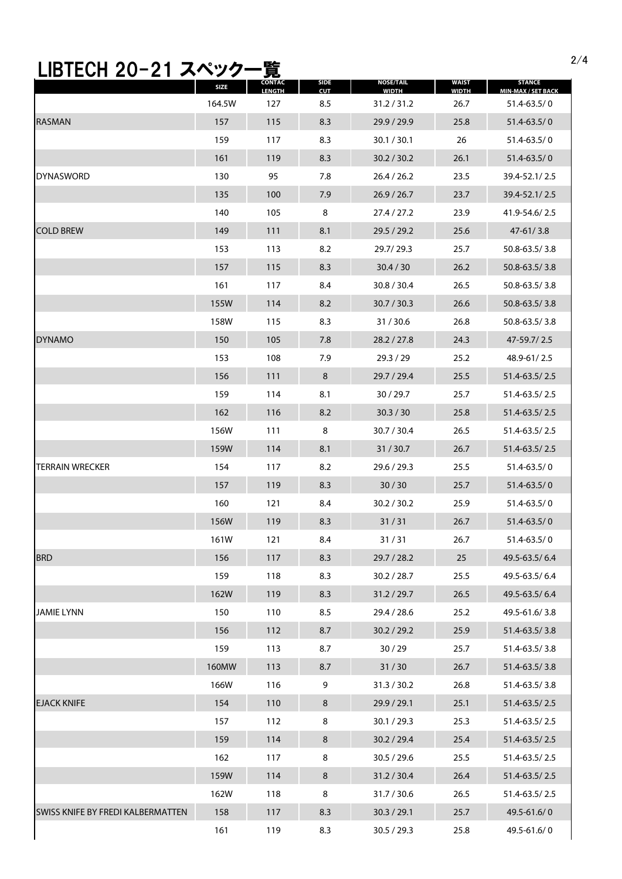# LIBTECH 20-21 スペック一覧

| | SIZE | CONTAC LENGTH | SIDE CUT | NOSE/TAIL WIDTH | WAIST WIDTH | STANCE MIN-MAX / SET BACK |
|---|---|---|---|---|---|---|
| | 164.5W | 127 | 8.5 | 31.2 / 31.2 | 26.7 | 51.4-63.5/ 0 |
| RASMAN | 157 | 115 | 8.3 | 29.9 / 29.9 | 25.8 | 51.4-63.5/ 0 |
| | 159 | 117 | 8.3 | 30.1 / 30.1 | 26 | 51.4-63.5/ 0 |
| | 161 | 119 | 8.3 | 30.2 / 30.2 | 26.1 | 51.4-63.5/ 0 |
| DYNASWORD | 130 | 95 | 7.8 | 26.4 / 26.2 | 23.5 | 39.4-52.1/ 2.5 |
| | 135 | 100 | 7.9 | 26.9 / 26.7 | 23.7 | 39.4-52.1/ 2.5 |
| | 140 | 105 | 8 | 27.4 / 27.2 | 23.9 | 41.9-54.6/ 2.5 |
| COLD BREW | 149 | 111 | 8.1 | 29.5 / 29.2 | 25.6 | 47-61/ 3.8 |
| | 153 | 113 | 8.2 | 29.7/ 29.3 | 25.7 | 50.8-63.5/ 3.8 |
| | 157 | 115 | 8.3 | 30.4 / 30 | 26.2 | 50.8-63.5/ 3.8 |
| | 161 | 117 | 8.4 | 30.8 / 30.4 | 26.5 | 50.8-63.5/ 3.8 |
| | 155W | 114 | 8.2 | 30.7 / 30.3 | 26.6 | 50.8-63.5/ 3.8 |
| | 158W | 115 | 8.3 | 31 / 30.6 | 26.8 | 50.8-63.5/ 3.8 |
| DYNAMO | 150 | 105 | 7.8 | 28.2 / 27.8 | 24.3 | 47-59.7/ 2.5 |
| | 153 | 108 | 7.9 | 29.3 / 29 | 25.2 | 48.9-61/ 2.5 |
| | 156 | 111 | 8 | 29.7 / 29.4 | 25.5 | 51.4-63.5/ 2.5 |
| | 159 | 114 | 8.1 | 30 / 29.7 | 25.7 | 51.4-63.5/ 2.5 |
| | 162 | 116 | 8.2 | 30.3 / 30 | 25.8 | 51.4-63.5/ 2.5 |
| | 156W | 111 | 8 | 30.7 / 30.4 | 26.5 | 51.4-63.5/ 2.5 |
| | 159W | 114 | 8.1 | 31 / 30.7 | 26.7 | 51.4-63.5/ 2.5 |
| TERRAIN WRECKER | 154 | 117 | 8.2 | 29.6 / 29.3 | 25.5 | 51.4-63.5/ 0 |
| | 157 | 119 | 8.3 | 30 / 30 | 25.7 | 51.4-63.5/ 0 |
| | 160 | 121 | 8.4 | 30.2 / 30.2 | 25.9 | 51.4-63.5/ 0 |
| | 156W | 119 | 8.3 | 31 / 31 | 26.7 | 51.4-63.5/ 0 |
| | 161W | 121 | 8.4 | 31 / 31 | 26.7 | 51.4-63.5/ 0 |
| BRD | 156 | 117 | 8.3 | 29.7 / 28.2 | 25 | 49.5-63.5/ 6.4 |
| | 159 | 118 | 8.3 | 30.2 / 28.7 | 25.5 | 49.5-63.5/ 6.4 |
| | 162W | 119 | 8.3 | 31.2 / 29.7 | 26.5 | 49.5-63.5/ 6.4 |
| JAMIE LYNN | 150 | 110 | 8.5 | 29.4 / 28.6 | 25.2 | 49.5-61.6/ 3.8 |
| | 156 | 112 | 8.7 | 30.2 / 29.2 | 25.9 | 51.4-63.5/ 3.8 |
| | 159 | 113 | 8.7 | 30 / 29 | 25.7 | 51.4-63.5/ 3.8 |
| | 160MW | 113 | 8.7 | 31 / 30 | 26.7 | 51.4-63.5/ 3.8 |
| | 166W | 116 | 9 | 31.3 / 30.2 | 26.8 | 51.4-63.5/ 3.8 |
| EJACK KNIFE | 154 | 110 | 8 | 29.9 / 29.1 | 25.1 | 51.4-63.5/ 2.5 |
| | 157 | 112 | 8 | 30.1 / 29.3 | 25.3 | 51.4-63.5/ 2.5 |
| | 159 | 114 | 8 | 30.2 / 29.4 | 25.4 | 51.4-63.5/ 2.5 |
| | 162 | 117 | 8 | 30.5 / 29.6 | 25.5 | 51.4-63.5/ 2.5 |
| | 159W | 114 | 8 | 31.2 / 30.4 | 26.4 | 51.4-63.5/ 2.5 |
| | 162W | 118 | 8 | 31.7 / 30.6 | 26.5 | 51.4-63.5/ 2.5 |
| SWISS KNIFE BY FREDI KALBERMATTEN | 158 | 117 | 8.3 | 30.3 / 29.1 | 25.7 | 49.5-61.6/ 0 |
| | 161 | 119 | 8.3 | 30.5 / 29.3 | 25.8 | 49.5-61.6/ 0 |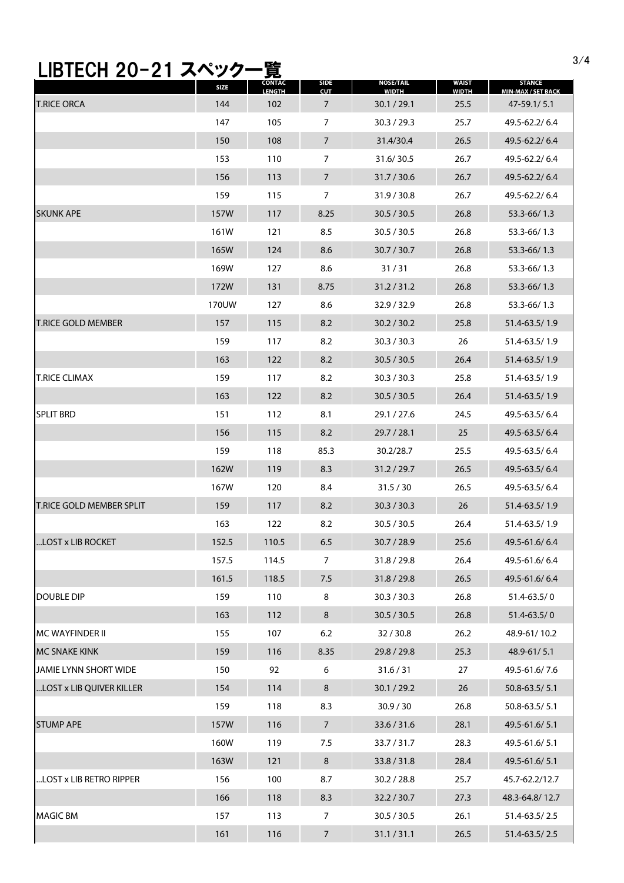# LIBTECH 20-21 スペック一覧

| | SIZE | CONTAC LENGTH | SIDE CUT | NOSE/TAIL WIDTH | WAIST WIDTH | STANCE MIN-MAX / SET BACK |
|---|---|---|---|---|---|---|
| T.RICE ORCA | 144 | 102 | 7 | 30.1 / 29.1 | 25.5 | 47-59.1/ 5.1 |
| | 147 | 105 | 7 | 30.3 / 29.3 | 25.7 | 49.5-62.2/ 6.4 |
| | 150 | 108 | 7 | 31.4/30.4 | 26.5 | 49.5-62.2/ 6.4 |
| | 153 | 110 | 7 | 31.6/ 30.5 | 26.7 | 49.5-62.2/ 6.4 |
| | 156 | 113 | 7 | 31.7 / 30.6 | 26.7 | 49.5-62.2/ 6.4 |
| | 159 | 115 | 7 | 31.9 / 30.8 | 26.7 | 49.5-62.2/ 6.4 |
| SKUNK APE | 157W | 117 | 8.25 | 30.5 / 30.5 | 26.8 | 53.3-66/ 1.3 |
| | 161W | 121 | 8.5 | 30.5 / 30.5 | 26.8 | 53.3-66/ 1.3 |
| | 165W | 124 | 8.6 | 30.7 / 30.7 | 26.8 | 53.3-66/ 1.3 |
| | 169W | 127 | 8.6 | 31 / 31 | 26.8 | 53.3-66/ 1.3 |
| | 172W | 131 | 8.75 | 31.2 / 31.2 | 26.8 | 53.3-66/ 1.3 |
| | 170UW | 127 | 8.6 | 32.9 / 32.9 | 26.8 | 53.3-66/ 1.3 |
| T.RICE GOLD MEMBER | 157 | 115 | 8.2 | 30.2 / 30.2 | 25.8 | 51.4-63.5/ 1.9 |
| | 159 | 117 | 8.2 | 30.3 / 30.3 | 26 | 51.4-63.5/ 1.9 |
| | 163 | 122 | 8.2 | 30.5 / 30.5 | 26.4 | 51.4-63.5/ 1.9 |
| T.RICE CLIMAX | 159 | 117 | 8.2 | 30.3 / 30.3 | 25.8 | 51.4-63.5/ 1.9 |
| | 163 | 122 | 8.2 | 30.5 / 30.5 | 26.4 | 51.4-63.5/ 1.9 |
| SPLIT BRD | 151 | 112 | 8.1 | 29.1 / 27.6 | 24.5 | 49.5-63.5/ 6.4 |
| | 156 | 115 | 8.2 | 29.7 / 28.1 | 25 | 49.5-63.5/ 6.4 |
| | 159 | 118 | 85.3 | 30.2/28.7 | 25.5 | 49.5-63.5/ 6.4 |
| | 162W | 119 | 8.3 | 31.2 / 29.7 | 26.5 | 49.5-63.5/ 6.4 |
| | 167W | 120 | 8.4 | 31.5 / 30 | 26.5 | 49.5-63.5/ 6.4 |
| T.RICE GOLD MEMBER SPLIT | 159 | 117 | 8.2 | 30.3 / 30.3 | 26 | 51.4-63.5/ 1.9 |
| | 163 | 122 | 8.2 | 30.5 / 30.5 | 26.4 | 51.4-63.5/ 1.9 |
| ...LOST x LIB ROCKET | 152.5 | 110.5 | 6.5 | 30.7 / 28.9 | 25.6 | 49.5-61.6/ 6.4 |
| | 157.5 | 114.5 | 7 | 31.8 / 29.8 | 26.4 | 49.5-61.6/ 6.4 |
| | 161.5 | 118.5 | 7.5 | 31.8 / 29.8 | 26.5 | 49.5-61.6/ 6.4 |
| DOUBLE DIP | 159 | 110 | 8 | 30.3 / 30.3 | 26.8 | 51.4-63.5/ 0 |
| | 163 | 112 | 8 | 30.5 / 30.5 | 26.8 | 51.4-63.5/ 0 |
| MC WAYFINDER II | 155 | 107 | 6.2 | 32 / 30.8 | 26.2 | 48.9-61/ 10.2 |
| MC SNAKE KINK | 159 | 116 | 8.35 | 29.8 / 29.8 | 25.3 | 48.9-61/ 5.1 |
| JAMIE LYNN SHORT WIDE | 150 | 92 | 6 | 31.6 / 31 | 27 | 49.5-61.6/ 7.6 |
| ...LOST x LIB QUIVER KILLER | 154 | 114 | 8 | 30.1 / 29.2 | 26 | 50.8-63.5/ 5.1 |
| | 159 | 118 | 8.3 | 30.9 / 30 | 26.8 | 50.8-63.5/ 5.1 |
| STUMP APE | 157W | 116 | 7 | 33.6 / 31.6 | 28.1 | 49.5-61.6/ 5.1 |
| | 160W | 119 | 7.5 | 33.7 / 31.7 | 28.3 | 49.5-61.6/ 5.1 |
| | 163W | 121 | 8 | 33.8 / 31.8 | 28.4 | 49.5-61.6/ 5.1 |
| ...LOST x LIB RETRO RIPPER | 156 | 100 | 8.7 | 30.2 / 28.8 | 25.7 | 45.7-62.2/12.7 |
| | 166 | 118 | 8.3 | 32.2 / 30.7 | 27.3 | 48.3-64.8/ 12.7 |
| MAGIC BM | 157 | 113 | 7 | 30.5 / 30.5 | 26.1 | 51.4-63.5/ 2.5 |
| | 161 | 116 | 7 | 31.1 / 31.1 | 26.5 | 51.4-63.5/ 2.5 |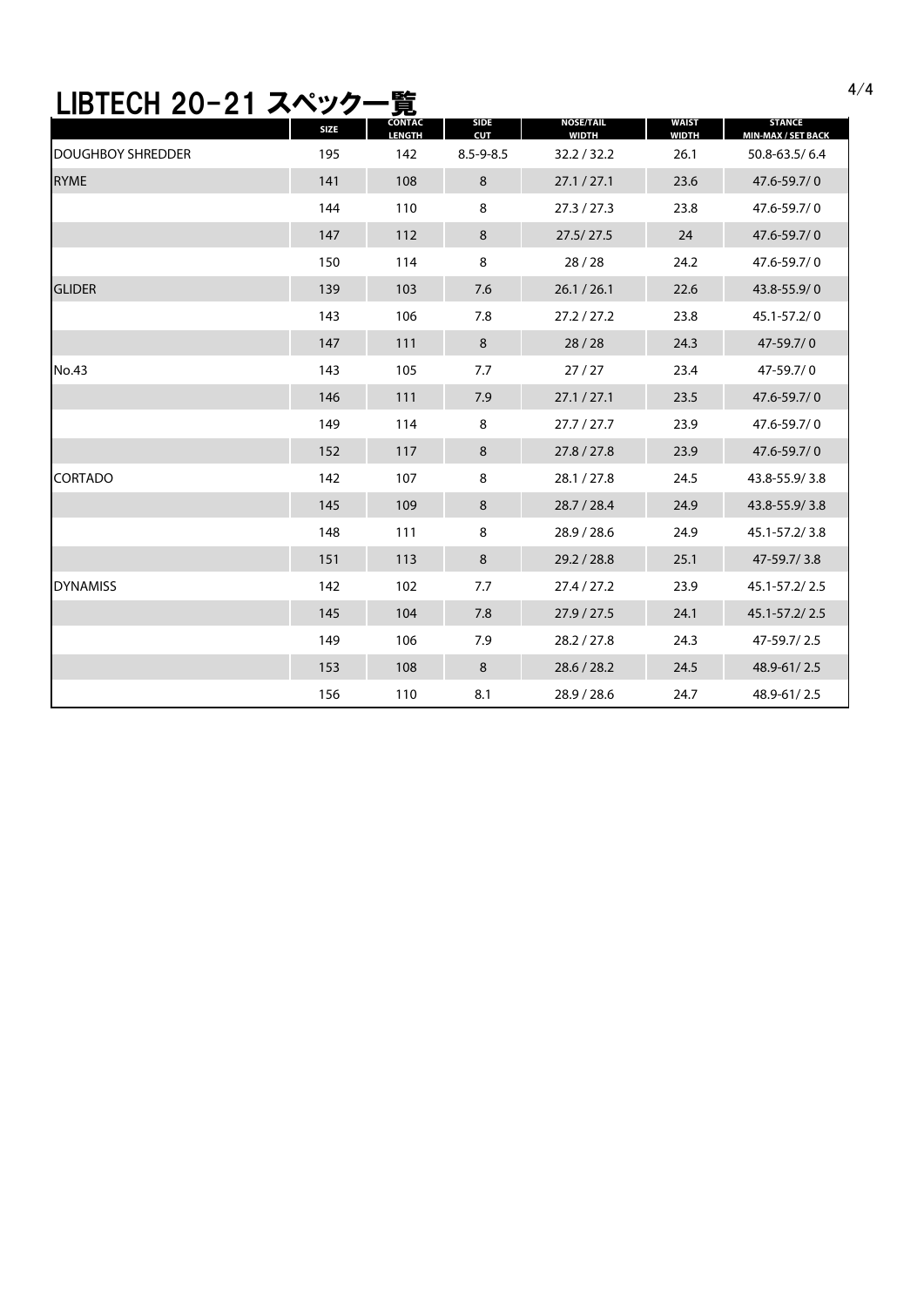# LIBTECH 20-21 スペック一覧

| | SIZE | CONTAC LENGTH | SIDE CUT | NOSE/TAIL WIDTH | WAIST WIDTH | STANCE MIN-MAX / SET BACK |
|---|---|---|---|---|---|---|
| DOUGHBOY SHREDDER | 195 | 142 | 8.5-9-8.5 | 32.2 / 32.2 | 26.1 | 50.8-63.5/ 6.4 |
| RYME | 141 | 108 | 8 | 27.1 / 27.1 | 23.6 | 47.6-59.7/ 0 |
| | 144 | 110 | 8 | 27.3 / 27.3 | 23.8 | 47.6-59.7/ 0 |
| | 147 | 112 | 8 | 27.5/ 27.5 | 24 | 47.6-59.7/ 0 |
| | 150 | 114 | 8 | 28 / 28 | 24.2 | 47.6-59.7/ 0 |
| GLIDER | 139 | 103 | 7.6 | 26.1 / 26.1 | 22.6 | 43.8-55.9/ 0 |
| | 143 | 106 | 7.8 | 27.2 / 27.2 | 23.8 | 45.1-57.2/ 0 |
| | 147 | 111 | 8 | 28 / 28 | 24.3 | 47-59.7/ 0 |
| No.43 | 143 | 105 | 7.7 | 27 / 27 | 23.4 | 47-59.7/ 0 |
| | 146 | 111 | 7.9 | 27.1 / 27.1 | 23.5 | 47.6-59.7/ 0 |
| | 149 | 114 | 8 | 27.7 / 27.7 | 23.9 | 47.6-59.7/ 0 |
| | 152 | 117 | 8 | 27.8 / 27.8 | 23.9 | 47.6-59.7/ 0 |
| CORTADO | 142 | 107 | 8 | 28.1 / 27.8 | 24.5 | 43.8-55.9/ 3.8 |
| | 145 | 109 | 8 | 28.7 / 28.4 | 24.9 | 43.8-55.9/ 3.8 |
| | 148 | 111 | 8 | 28.9 / 28.6 | 24.9 | 45.1-57.2/ 3.8 |
| | 151 | 113 | 8 | 29.2 / 28.8 | 25.1 | 47-59.7/ 3.8 |
| DYNAMISS | 142 | 102 | 7.7 | 27.4 / 27.2 | 23.9 | 45.1-57.2/ 2.5 |
| | 145 | 104 | 7.8 | 27.9 / 27.5 | 24.1 | 45.1-57.2/ 2.5 |
| | 149 | 106 | 7.9 | 28.2 / 27.8 | 24.3 | 47-59.7/ 2.5 |
| | 153 | 108 | 8 | 28.6 / 28.2 | 24.5 | 48.9-61/ 2.5 |
| | 156 | 110 | 8.1 | 28.9 / 28.6 | 24.7 | 48.9-61/ 2.5 |